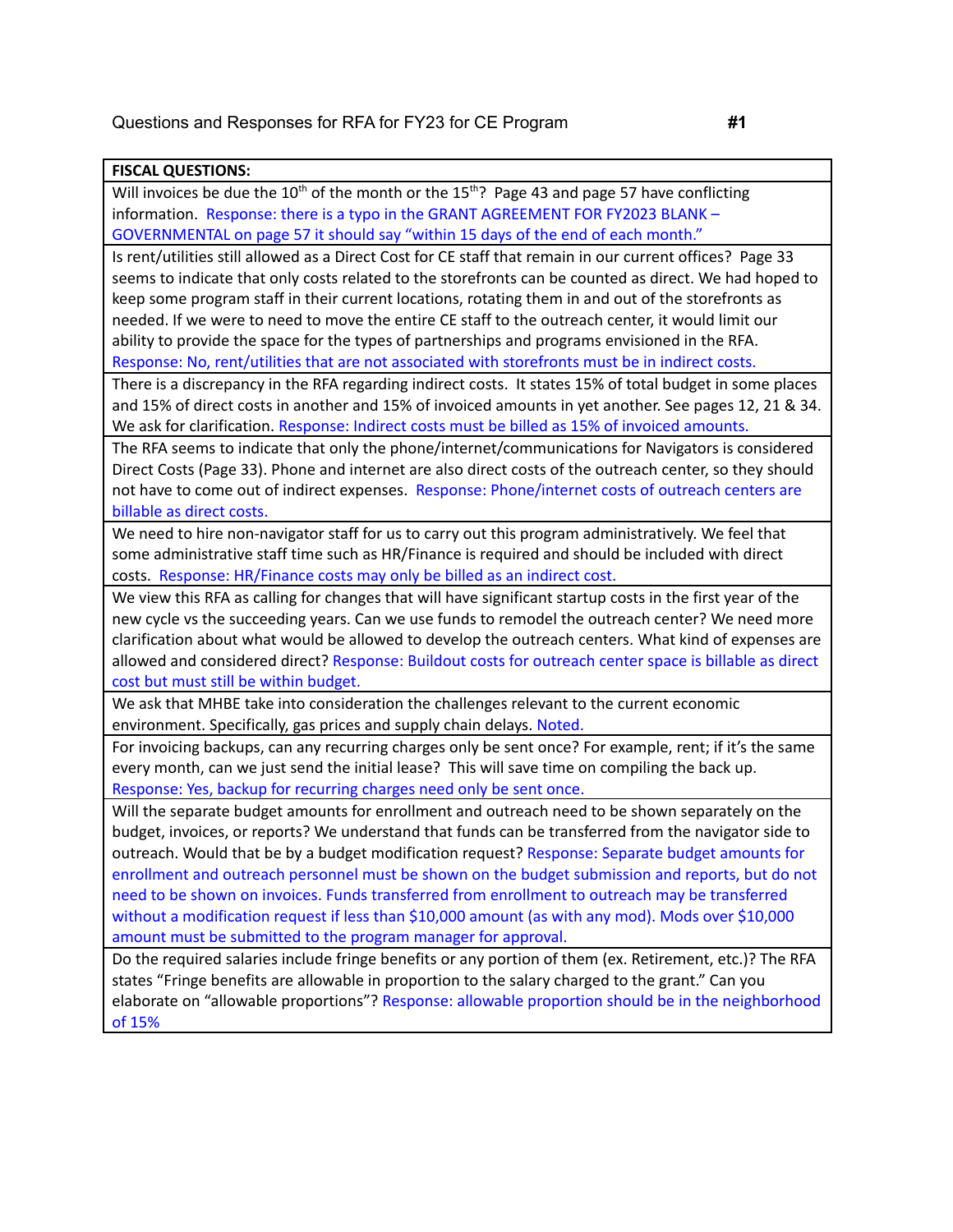Questions and Responses for RFA for FY23 for CE Program **#1**

| **FISCAL QUESTIONS:** |
| --- |
| Will invoices be due the 10th of the month or the 15th? Page 43 and page 57 have conflicting information. Response: there is a typo in the GRANT AGREEMENT FOR FY2023 BLANK – GOVERNMENTAL on page 57 it should say "within 15 days of the end of each month." |
| Is rent/utilities still allowed as a Direct Cost for CE staff that remain in our current offices? Page 33 seems to indicate that only costs related to the storefronts can be counted as direct. We had hoped to keep some program staff in their current locations, rotating them in and out of the storefronts as needed. If we were to need to move the entire CE staff to the outreach center, it would limit our ability to provide the space for the types of partnerships and programs envisioned in the RFA. Response: No, rent/utilities that are not associated with storefronts must be in indirect costs. |
| There is a discrepancy in the RFA regarding indirect costs. It states 15% of total budget in some places and 15% of direct costs in another and 15% of invoiced amounts in yet another. See pages 12, 21 & 34. We ask for clarification. Response: Indirect costs must be billed as 15% of invoiced amounts. |
| The RFA seems to indicate that only the phone/internet/communications for Navigators is considered Direct Costs (Page 33). Phone and internet are also direct costs of the outreach center, so they should not have to come out of indirect expenses. Response: Phone/internet costs of outreach centers are billable as direct costs. |
| We need to hire non-navigator staff for us to carry out this program administratively. We feel that some administrative staff time such as HR/Finance is required and should be included with direct costs. Response: HR/Finance costs may only be billed as an indirect cost. |
| We view this RFA as calling for changes that will have significant startup costs in the first year of the new cycle vs the succeeding years. Can we use funds to remodel the outreach center? We need more clarification about what would be allowed to develop the outreach centers. What kind of expenses are allowed and considered direct? Response: Buildout costs for outreach center space is billable as direct cost but must still be within budget. |
| We ask that MHBE take into consideration the challenges relevant to the current economic environment. Specifically, gas prices and supply chain delays. Noted. |
| For invoicing backups, can any recurring charges only be sent once? For example, rent; if it's the same every month, can we just send the initial lease? This will save time on compiling the back up. Response: Yes, backup for recurring charges need only be sent once. |
| Will the separate budget amounts for enrollment and outreach need to be shown separately on the budget, invoices, or reports? We understand that funds can be transferred from the navigator side to outreach. Would that be by a budget modification request? Response: Separate budget amounts for enrollment and outreach personnel must be shown on the budget submission and reports, but do not need to be shown on invoices. Funds transferred from enrollment to outreach may be transferred without a modification request if less than $10,000 amount (as with any mod). Mods over $10,000 amount must be submitted to the program manager for approval. |
| Do the required salaries include fringe benefits or any portion of them (ex. Retirement, etc.)? The RFA states "Fringe benefits are allowable in proportion to the salary charged to the grant." Can you elaborate on "allowable proportions"? Response: allowable proportion should be in the neighborhood of 15% |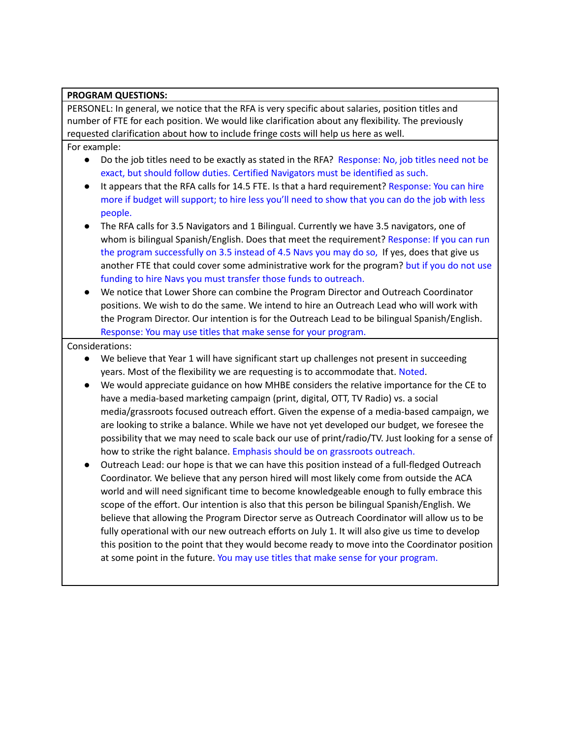**PROGRAM QUESTIONS:**

PERSONEL: In general, we notice that the RFA is very specific about salaries, position titles and number of FTE for each position. We would like clarification about any flexibility. The previously requested clarification about how to include fringe costs will help us here as well.

For example:

- Do the job titles need to be exactly as stated in the RFA? Response: No, job titles need not be exact, but should follow duties. Certified Navigators must be identified as such.
- It appears that the RFA calls for 14.5 FTE. Is that a hard requirement? Response: You can hire more if budget will support; to hire less you'll need to show that you can do the job with less people.
- The RFA calls for 3.5 Navigators and 1 Bilingual. Currently we have 3.5 navigators, one of whom is bilingual Spanish/English. Does that meet the requirement? Response: If you can run the program successfully on 3.5 instead of 4.5 Navs you may do so, If yes, does that give us another FTE that could cover some administrative work for the program? but if you do not use funding to hire Navs you must transfer those funds to outreach.
- We notice that Lower Shore can combine the Program Director and Outreach Coordinator positions. We wish to do the same. We intend to hire an Outreach Lead who will work with the Program Director. Our intention is for the Outreach Lead to be bilingual Spanish/English. Response: You may use titles that make sense for your program.

Considerations:

- We believe that Year 1 will have significant start up challenges not present in succeeding years. Most of the flexibility we are requesting is to accommodate that. Noted.
- We would appreciate guidance on how MHBE considers the relative importance for the CE to have a media-based marketing campaign (print, digital, OTT, TV Radio) vs. a social media/grassroots focused outreach effort. Given the expense of a media-based campaign, we are looking to strike a balance. While we have not yet developed our budget, we foresee the possibility that we may need to scale back our use of print/radio/TV. Just looking for a sense of how to strike the right balance. Emphasis should be on grassroots outreach.
- Outreach Lead: our hope is that we can have this position instead of a full-fledged Outreach Coordinator. We believe that any person hired will most likely come from outside the ACA world and will need significant time to become knowledgeable enough to fully embrace this scope of the effort. Our intention is also that this person be bilingual Spanish/English. We believe that allowing the Program Director serve as Outreach Coordinator will allow us to be fully operational with our new outreach efforts on July 1. It will also give us time to develop this position to the point that they would become ready to move into the Coordinator position at some point in the future. You may use titles that make sense for your program.